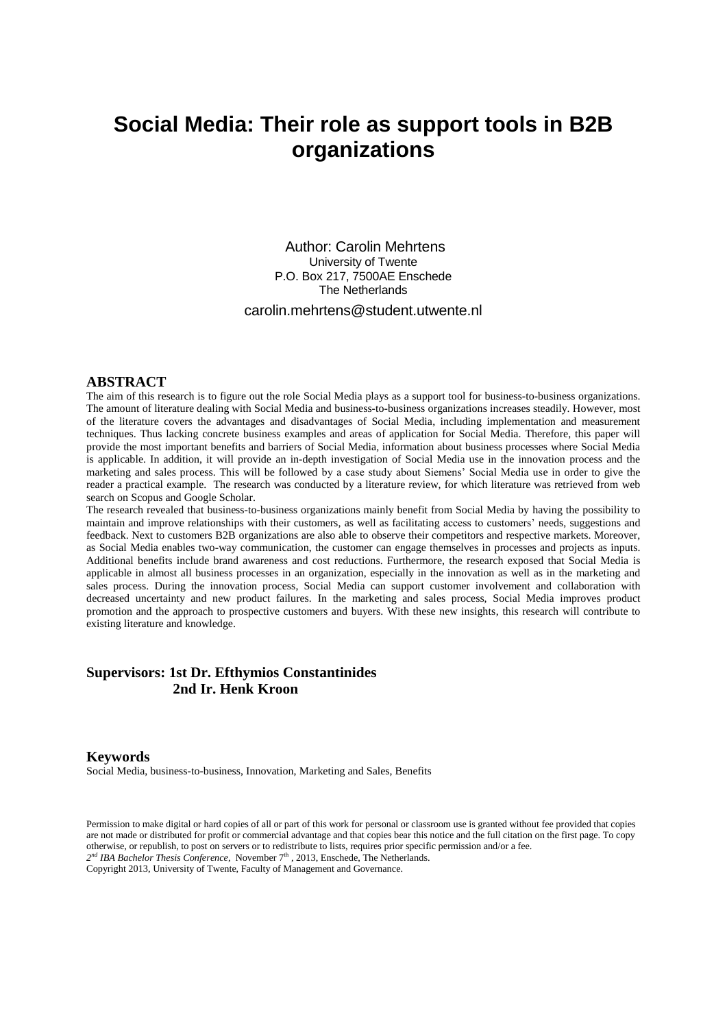# Social Media: Their role as support tools in B2B organizations

Author: Carolin Mehrtens
University of Twente
P.O. Box 217, 7500AE Enschede
The Netherlands

carolin.mehrtens@student.utwente.nl

## ABSTRACT

The aim of this research is to figure out the role Social Media plays as a support tool for business-to-business organizations. The amount of literature dealing with Social Media and business-to-business organizations increases steadily. However, most of the literature covers the advantages and disadvantages of Social Media, including implementation and measurement techniques. Thus lacking concrete business examples and areas of application for Social Media. Therefore, this paper will provide the most important benefits and barriers of Social Media, information about business processes where Social Media is applicable. In addition, it will provide an in-depth investigation of Social Media use in the innovation process and the marketing and sales process. This will be followed by a case study about Siemens' Social Media use in order to give the reader a practical example. The research was conducted by a literature review, for which literature was retrieved from web search on Scopus and Google Scholar.

The research revealed that business-to-business organizations mainly benefit from Social Media by having the possibility to maintain and improve relationships with their customers, as well as facilitating access to customers' needs, suggestions and feedback. Next to customers B2B organizations are also able to observe their competitors and respective markets. Moreover, as Social Media enables two-way communication, the customer can engage themselves in processes and projects as inputs. Additional benefits include brand awareness and cost reductions. Furthermore, the research exposed that Social Media is applicable in almost all business processes in an organization, especially in the innovation as well as in the marketing and sales process. During the innovation process, Social Media can support customer involvement and collaboration with decreased uncertainty and new product failures. In the marketing and sales process, Social Media improves product promotion and the approach to prospective customers and buyers. With these new insights, this research will contribute to existing literature and knowledge.

**Supervisors: 1st Dr. Efthymios Constantinides**
**2nd Ir. Henk Kroon**

## Keywords

Social Media, business-to-business, Innovation, Marketing and Sales, Benefits

Permission to make digital or hard copies of all or part of this work for personal or classroom use is granted without fee provided that copies are not made or distributed for profit or commercial advantage and that copies bear this notice and the full citation on the first page. To copy otherwise, or republish, to post on servers or to redistribute to lists, requires prior specific permission and/or a fee.
*2nd IBA Bachelor Thesis Conference*, November 7th , 2013, Enschede, The Netherlands.
Copyright 2013, University of Twente, Faculty of Management and Governance.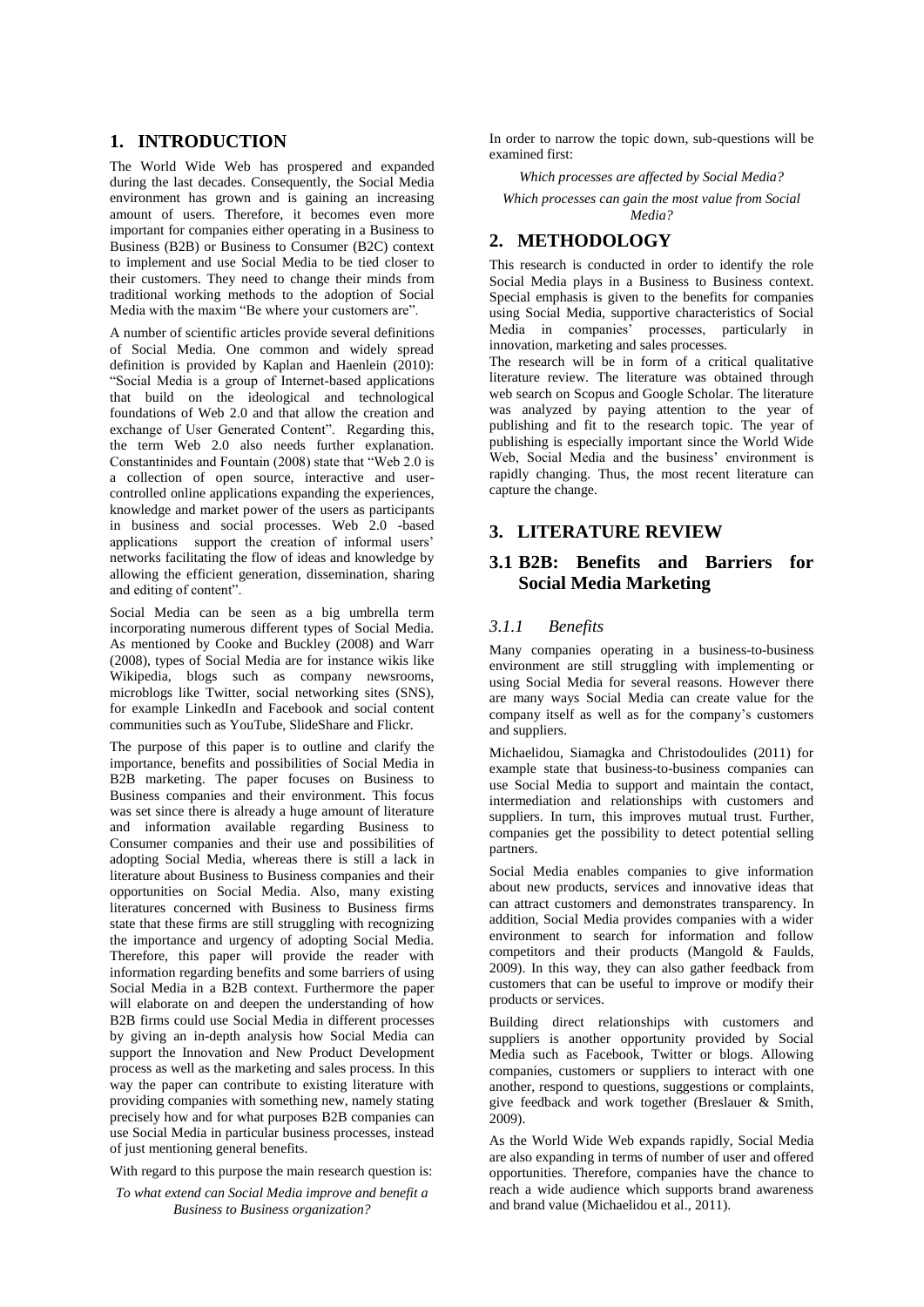# 1. INTRODUCTION

The World Wide Web has prospered and expanded during the last decades. Consequently, the Social Media environment has grown and is gaining an increasing amount of users. Therefore, it becomes even more important for companies either operating in a Business to Business (B2B) or Business to Consumer (B2C) context to implement and use Social Media to be tied closer to their customers. They need to change their minds from traditional working methods to the adoption of Social Media with the maxim "Be where your customers are".

A number of scientific articles provide several definitions of Social Media. One common and widely spread definition is provided by Kaplan and Haenlein (2010): "Social Media is a group of Internet-based applications that build on the ideological and technological foundations of Web 2.0 and that allow the creation and exchange of User Generated Content". Regarding this, the term Web 2.0 also needs further explanation. Constantinides and Fountain (2008) state that "Web 2.0 is a collection of open source, interactive and user-controlled online applications expanding the experiences, knowledge and market power of the users as participants in business and social processes. Web 2.0 -based applications support the creation of informal users' networks facilitating the flow of ideas and knowledge by allowing the efficient generation, dissemination, sharing and editing of content".

Social Media can be seen as a big umbrella term incorporating numerous different types of Social Media. As mentioned by Cooke and Buckley (2008) and Warr (2008), types of Social Media are for instance wikis like Wikipedia, blogs such as company newsrooms, microblogs like Twitter, social networking sites (SNS), for example LinkedIn and Facebook and social content communities such as YouTube, SlideShare and Flickr.

The purpose of this paper is to outline and clarify the importance, benefits and possibilities of Social Media in B2B marketing. The paper focuses on Business to Business companies and their environment. This focus was set since there is already a huge amount of literature and information available regarding Business to Consumer companies and their use and possibilities of adopting Social Media, whereas there is still a lack in literature about Business to Business companies and their opportunities on Social Media. Also, many existing literatures concerned with Business to Business firms state that these firms are still struggling with recognizing the importance and urgency of adopting Social Media. Therefore, this paper will provide the reader with information regarding benefits and some barriers of using Social Media in a B2B context. Furthermore the paper will elaborate on and deepen the understanding of how B2B firms could use Social Media in different processes by giving an in-depth analysis how Social Media can support the Innovation and New Product Development process as well as the marketing and sales process. In this way the paper can contribute to existing literature with providing companies with something new, namely stating precisely how and for what purposes B2B companies can use Social Media in particular business processes, instead of just mentioning general benefits.

With regard to this purpose the main research question is:

*To what extend can Social Media improve and benefit a Business to Business organization?*

In order to narrow the topic down, sub-questions will be examined first:

*Which processes are affected by Social Media?*

*Which processes can gain the most value from Social Media?*

# 2. METHODOLOGY

This research is conducted in order to identify the role Social Media plays in a Business to Business context. Special emphasis is given to the benefits for companies using Social Media, supportive characteristics of Social Media in companies' processes, particularly in innovation, marketing and sales processes.

The research will be in form of a critical qualitative literature review. The literature was obtained through web search on Scopus and Google Scholar. The literature was analyzed by paying attention to the year of publishing and fit to the research topic. The year of publishing is especially important since the World Wide Web, Social Media and the business' environment is rapidly changing. Thus, the most recent literature can capture the change.

# 3. LITERATURE REVIEW

## 3.1 B2B: Benefits and Barriers for Social Media Marketing

### *3.1.1 Benefits*

Many companies operating in a business-to-business environment are still struggling with implementing or using Social Media for several reasons. However there are many ways Social Media can create value for the company itself as well as for the company's customers and suppliers.

Michaelidou, Siamagka and Christodoulides (2011) for example state that business-to-business companies can use Social Media to support and maintain the contact, intermediation and relationships with customers and suppliers. In turn, this improves mutual trust. Further, companies get the possibility to detect potential selling partners.

Social Media enables companies to give information about new products, services and innovative ideas that can attract customers and demonstrates transparency. In addition, Social Media provides companies with a wider environment to search for information and follow competitors and their products (Mangold & Faulds, 2009). In this way, they can also gather feedback from customers that can be useful to improve or modify their products or services.

Building direct relationships with customers and suppliers is another opportunity provided by Social Media such as Facebook, Twitter or blogs. Allowing companies, customers or suppliers to interact with one another, respond to questions, suggestions or complaints, give feedback and work together (Breslauer & Smith, 2009).

As the World Wide Web expands rapidly, Social Media are also expanding in terms of number of user and offered opportunities. Therefore, companies have the chance to reach a wide audience which supports brand awareness and brand value (Michaelidou et al., 2011).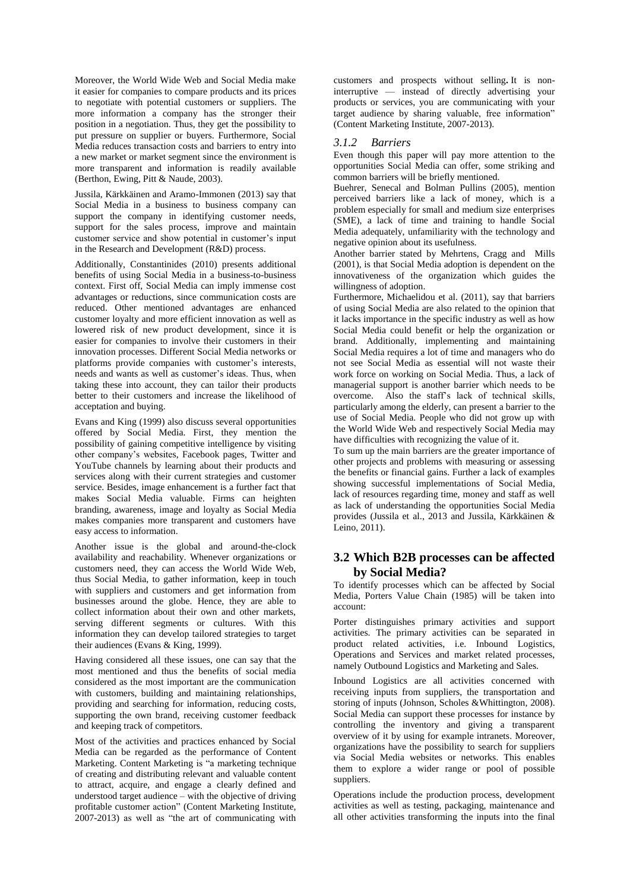Moreover, the World Wide Web and Social Media make it easier for companies to compare products and its prices to negotiate with potential customers or suppliers. The more information a company has the stronger their position in a negotiation. Thus, they get the possibility to put pressure on supplier or buyers. Furthermore, Social Media reduces transaction costs and barriers to entry into a new market or market segment since the environment is more transparent and information is readily available (Berthon, Ewing, Pitt & Naude, 2003).

Jussila, Kärkkäinen and Aramo-Immonen (2013) say that Social Media in a business to business company can support the company in identifying customer needs, support for the sales process, improve and maintain customer service and show potential in customer's input in the Research and Development (R&D) process.

Additionally, Constantinides (2010) presents additional benefits of using Social Media in a business-to-business context. First off, Social Media can imply immense cost advantages or reductions, since communication costs are reduced. Other mentioned advantages are enhanced customer loyalty and more efficient innovation as well as lowered risk of new product development, since it is easier for companies to involve their customers in their innovation processes. Different Social Media networks or platforms provide companies with customer's interests, needs and wants as well as customer's ideas. Thus, when taking these into account, they can tailor their products better to their customers and increase the likelihood of acceptation and buying.

Evans and King (1999) also discuss several opportunities offered by Social Media. First, they mention the possibility of gaining competitive intelligence by visiting other company's websites, Facebook pages, Twitter and YouTube channels by learning about their products and services along with their current strategies and customer service. Besides, image enhancement is a further fact that makes Social Media valuable. Firms can heighten branding, awareness, image and loyalty as Social Media makes companies more transparent and customers have easy access to information.

Another issue is the global and around-the-clock availability and reachability. Whenever organizations or customers need, they can access the World Wide Web, thus Social Media, to gather information, keep in touch with suppliers and customers and get information from businesses around the globe. Hence, they are able to collect information about their own and other markets, serving different segments or cultures. With this information they can develop tailored strategies to target their audiences (Evans & King, 1999).

Having considered all these issues, one can say that the most mentioned and thus the benefits of social media considered as the most important are the communication with customers, building and maintaining relationships, providing and searching for information, reducing costs, supporting the own brand, receiving customer feedback and keeping track of competitors.

Most of the activities and practices enhanced by Social Media can be regarded as the performance of Content Marketing. Content Marketing is "a marketing technique of creating and distributing relevant and valuable content to attract, acquire, and engage a clearly defined and understood target audience – with the objective of driving profitable customer action" (Content Marketing Institute, 2007-2013) as well as "the art of communicating with customers and prospects without selling. It is non-interruptive — instead of directly advertising your products or services, you are communicating with your target audience by sharing valuable, free information" (Content Marketing Institute, 2007-2013).

### *3.1.2 Barriers*

Even though this paper will pay more attention to the opportunities Social Media can offer, some striking and common barriers will be briefly mentioned.

Buehrer, Senecal and Bolman Pullins (2005), mention perceived barriers like a lack of money, which is a problem especially for small and medium size enterprises (SME), a lack of time and training to handle Social Media adequately, unfamiliarity with the technology and negative opinion about its usefulness.

Another barrier stated by Mehrtens, Cragg and Mills (2001), is that Social Media adoption is dependent on the innovativeness of the organization which guides the willingness of adoption.

Furthermore, Michaelidou et al. (2011), say that barriers of using Social Media are also related to the opinion that it lacks importance in the specific industry as well as how Social Media could benefit or help the organization or brand. Additionally, implementing and maintaining Social Media requires a lot of time and managers who do not see Social Media as essential will not waste their work force on working on Social Media. Thus, a lack of managerial support is another barrier which needs to be overcome. Also the staff's lack of technical skills, particularly among the elderly, can present a barrier to the use of Social Media. People who did not grow up with the World Wide Web and respectively Social Media may have difficulties with recognizing the value of it.

To sum up the main barriers are the greater importance of other projects and problems with measuring or assessing the benefits or financial gains. Further a lack of examples showing successful implementations of Social Media, lack of resources regarding time, money and staff as well as lack of understanding the opportunities Social Media provides (Jussila et al., 2013 and Jussila, Kärkkäinen & Leino, 2011).

## 3.2 Which B2B processes can be affected by Social Media?

To identify processes which can be affected by Social Media, Porters Value Chain (1985) will be taken into account:

Porter distinguishes primary activities and support activities. The primary activities can be separated in product related activities, i.e. Inbound Logistics, Operations and Services and market related processes, namely Outbound Logistics and Marketing and Sales.

Inbound Logistics are all activities concerned with receiving inputs from suppliers, the transportation and storing of inputs (Johnson, Scholes &Whittington, 2008). Social Media can support these processes for instance by controlling the inventory and giving a transparent overview of it by using for example intranets. Moreover, organizations have the possibility to search for suppliers via Social Media websites or networks. This enables them to explore a wider range or pool of possible suppliers.

Operations include the production process, development activities as well as testing, packaging, maintenance and all other activities transforming the inputs into the final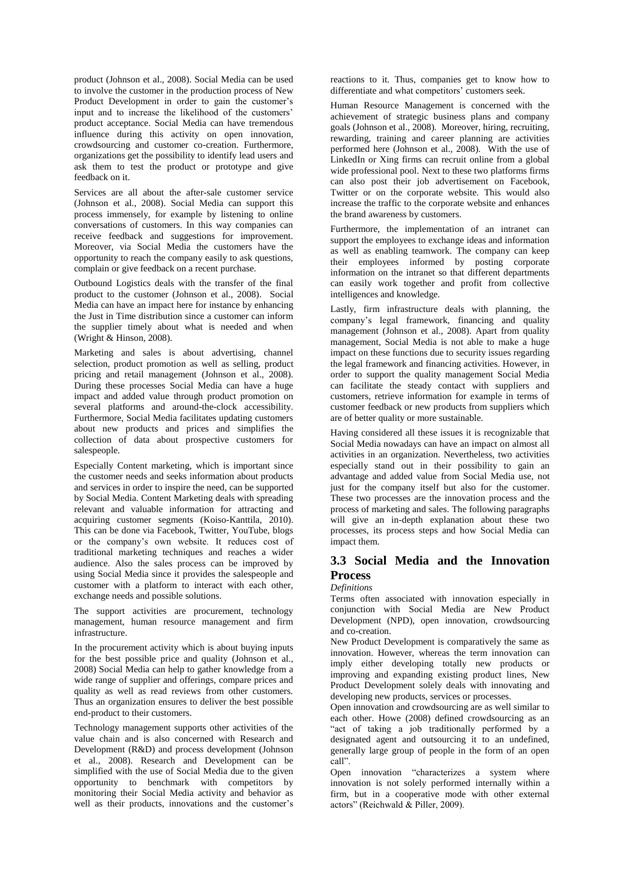product (Johnson et al., 2008). Social Media can be used to involve the customer in the production process of New Product Development in order to gain the customer's input and to increase the likelihood of the customers' product acceptance. Social Media can have tremendous influence during this activity on open innovation, crowdsourcing and customer co-creation. Furthermore, organizations get the possibility to identify lead users and ask them to test the product or prototype and give feedback on it.

Services are all about the after-sale customer service (Johnson et al., 2008). Social Media can support this process immensely, for example by listening to online conversations of customers. In this way companies can receive feedback and suggestions for improvement. Moreover, via Social Media the customers have the opportunity to reach the company easily to ask questions, complain or give feedback on a recent purchase.

Outbound Logistics deals with the transfer of the final product to the customer (Johnson et al., 2008). Social Media can have an impact here for instance by enhancing the Just in Time distribution since a customer can inform the supplier timely about what is needed and when (Wright & Hinson, 2008).

Marketing and sales is about advertising, channel selection, product promotion as well as selling, product pricing and retail management (Johnson et al., 2008). During these processes Social Media can have a huge impact and added value through product promotion on several platforms and around-the-clock accessibility. Furthermore, Social Media facilitates updating customers about new products and prices and simplifies the collection of data about prospective customers for salespeople.

Especially Content marketing, which is important since the customer needs and seeks information about products and services in order to inspire the need, can be supported by Social Media. Content Marketing deals with spreading relevant and valuable information for attracting and acquiring customer segments (Koiso-Kanttila, 2010). This can be done via Facebook, Twitter, YouTube, blogs or the company's own website. It reduces cost of traditional marketing techniques and reaches a wider audience. Also the sales process can be improved by using Social Media since it provides the salespeople and customer with a platform to interact with each other, exchange needs and possible solutions.

The support activities are procurement, technology management, human resource management and firm infrastructure.

In the procurement activity which is about buying inputs for the best possible price and quality (Johnson et al., 2008) Social Media can help to gather knowledge from a wide range of supplier and offerings, compare prices and quality as well as read reviews from other customers. Thus an organization ensures to deliver the best possible end-product to their customers.

Technology management supports other activities of the value chain and is also concerned with Research and Development (R&D) and process development (Johnson et al., 2008). Research and Development can be simplified with the use of Social Media due to the given opportunity to benchmark with competitors by monitoring their Social Media activity and behavior as well as their products, innovations and the customer's reactions to it. Thus, companies get to know how to differentiate and what competitors' customers seek.

Human Resource Management is concerned with the achievement of strategic business plans and company goals (Johnson et al., 2008). Moreover, hiring, recruiting, rewarding, training and career planning are activities performed here (Johnson et al., 2008). With the use of LinkedIn or Xing firms can recruit online from a global wide professional pool. Next to these two platforms firms can also post their job advertisement on Facebook, Twitter or on the corporate website. This would also increase the traffic to the corporate website and enhances the brand awareness by customers.

Furthermore, the implementation of an intranet can support the employees to exchange ideas and information as well as enabling teamwork. The company can keep their employees informed by posting corporate information on the intranet so that different departments can easily work together and profit from collective intelligences and knowledge.

Lastly, firm infrastructure deals with planning, the company's legal framework, financing and quality management (Johnson et al., 2008). Apart from quality management, Social Media is not able to make a huge impact on these functions due to security issues regarding the legal framework and financing activities. However, in order to support the quality management Social Media can facilitate the steady contact with suppliers and customers, retrieve information for example in terms of customer feedback or new products from suppliers which are of better quality or more sustainable.

Having considered all these issues it is recognizable that Social Media nowadays can have an impact on almost all activities in an organization. Nevertheless, two activities especially stand out in their possibility to gain an advantage and added value from Social Media use, not just for the company itself but also for the customer. These two processes are the innovation process and the process of marketing and sales. The following paragraphs will give an in-depth explanation about these two processes, its process steps and how Social Media can impact them.

## 3.3 Social Media and the Innovation Process

*Definitions*

Terms often associated with innovation especially in conjunction with Social Media are New Product Development (NPD), open innovation, crowdsourcing and co-creation.

New Product Development is comparatively the same as innovation. However, whereas the term innovation can imply either developing totally new products or improving and expanding existing product lines, New Product Development solely deals with innovating and developing new products, services or processes.

Open innovation and crowdsourcing are as well similar to each other. Howe (2008) defined crowdsourcing as an "act of taking a job traditionally performed by a designated agent and outsourcing it to an undefined, generally large group of people in the form of an open call".

Open innovation "characterizes a system where innovation is not solely performed internally within a firm, but in a cooperative mode with other external actors" (Reichwald & Piller, 2009).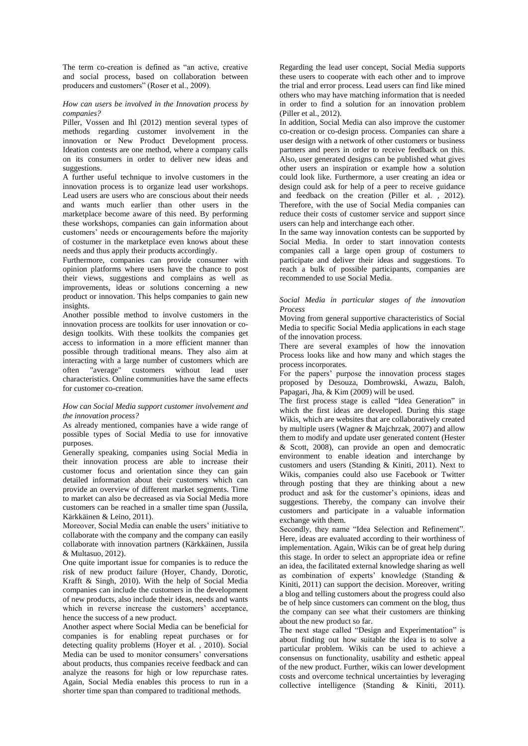The term co-creation is defined as "an active, creative and social process, based on collaboration between producers and customers" (Roser et al., 2009).

*How can users be involved in the Innovation process by companies?*

Piller, Vossen and Ihl (2012) mention several types of methods regarding customer involvement in the innovation or New Product Development process. Ideation contests are one method, where a company calls on its consumers in order to deliver new ideas and suggestions.

A further useful technique to involve customers in the innovation process is to organize lead user workshops. Lead users are users who are conscious about their needs and wants much earlier than other users in the marketplace become aware of this need. By performing these workshops, companies can gain information about customers' needs or encouragements before the majority of costumer in the marketplace even knows about these needs and thus apply their products accordingly.

Furthermore, companies can provide consumer with opinion platforms where users have the chance to post their views, suggestions and complains as well as improvements, ideas or solutions concerning a new product or innovation. This helps companies to gain new insights.

Another possible method to involve customers in the innovation process are toolkits for user innovation or co-design toolkits. With these toolkits the companies get access to information in a more efficient manner than possible through traditional means. They also aim at interacting with a large number of customers which are often "average" customers without lead user characteristics. Online communities have the same effects for customer co-creation.

*How can Social Media support customer involvement and the innovation process?*

As already mentioned, companies have a wide range of possible types of Social Media to use for innovative purposes.

Generally speaking, companies using Social Media in their innovation process are able to increase their customer focus and orientation since they can gain detailed information about their customers which can provide an overview of different market segments. Time to market can also be decreased as via Social Media more customers can be reached in a smaller time span (Jussila, Kärkkäinen & Leino, 2011).

Moreover, Social Media can enable the users' initiative to collaborate with the company and the company can easily collaborate with innovation partners (Kärkkäinen, Jussila & Multasuo, 2012).

One quite important issue for companies is to reduce the risk of new product failure (Hoyer, Chandy, Dorotic, Krafft & Singh, 2010). With the help of Social Media companies can include the customers in the development of new products, also include their ideas, needs and wants which in reverse increase the customers' acceptance, hence the success of a new product.

Another aspect where Social Media can be beneficial for companies is for enabling repeat purchases or for detecting quality problems (Hoyer et al. , 2010). Social Media can be used to monitor consumers' conversations about products, thus companies receive feedback and can analyze the reasons for high or low repurchase rates. Again, Social Media enables this process to run in a shorter time span than compared to traditional methods.

Regarding the lead user concept, Social Media supports these users to cooperate with each other and to improve the trial and error process. Lead users can find like mined others who may have matching information that is needed in order to find a solution for an innovation problem (Piller et al., 2012).

In addition, Social Media can also improve the customer co-creation or co-design process. Companies can share a user design with a network of other customers or business partners and peers in order to receive feedback on this. Also, user generated designs can be published what gives other users an inspiration or example how a solution could look like. Furthermore, a user creating an idea or design could ask for help of a peer to receive guidance and feedback on the creation (Piller et al. , 2012). Therefore, with the use of Social Media companies can reduce their costs of customer service and support since users can help and interchange each other.

In the same way innovation contests can be supported by Social Media. In order to start innovation contests companies call a large open group of costumers to participate and deliver their ideas and suggestions. To reach a bulk of possible participants, companies are recommended to use Social Media.

*Social Media in particular stages of the innovation Process*

Moving from general supportive characteristics of Social Media to specific Social Media applications in each stage of the innovation process.

There are several examples of how the innovation Process looks like and how many and which stages the process incorporates.

For the papers' purpose the innovation process stages proposed by Desouza, Dombrowski, Awazu, Baloh, Papagari, Jha, & Kim (2009) will be used.

The first process stage is called "Idea Generation" in which the first ideas are developed. During this stage Wikis, which are websites that are collaboratively created by multiple users (Wagner & Majchrzak, 2007) and allow them to modify and update user generated content (Hester & Scott, 2008), can provide an open and democratic environment to enable ideation and interchange by customers and users (Standing & Kiniti, 2011). Next to Wikis, companies could also use Facebook or Twitter through posting that they are thinking about a new product and ask for the customer's opinions, ideas and suggestions. Thereby, the company can involve their customers and participate in a valuable information exchange with them.

Secondly, they name "Idea Selection and Refinement". Here, ideas are evaluated according to their worthiness of implementation. Again, Wikis can be of great help during this stage. In order to select an appropriate idea or refine an idea, the facilitated external knowledge sharing as well as combination of experts' knowledge (Standing & Kiniti, 2011) can support the decision. Moreover, writing a blog and telling customers about the progress could also be of help since customers can comment on the blog, thus the company can see what their customers are thinking about the new product so far.

The next stage called "Design and Experimentation" is about finding out how suitable the idea is to solve a particular problem. Wikis can be used to achieve a consensus on functionality, usability and esthetic appeal of the new product. Further, wikis can lower development costs and overcome technical uncertainties by leveraging collective intelligence (Standing & Kiniti, 2011).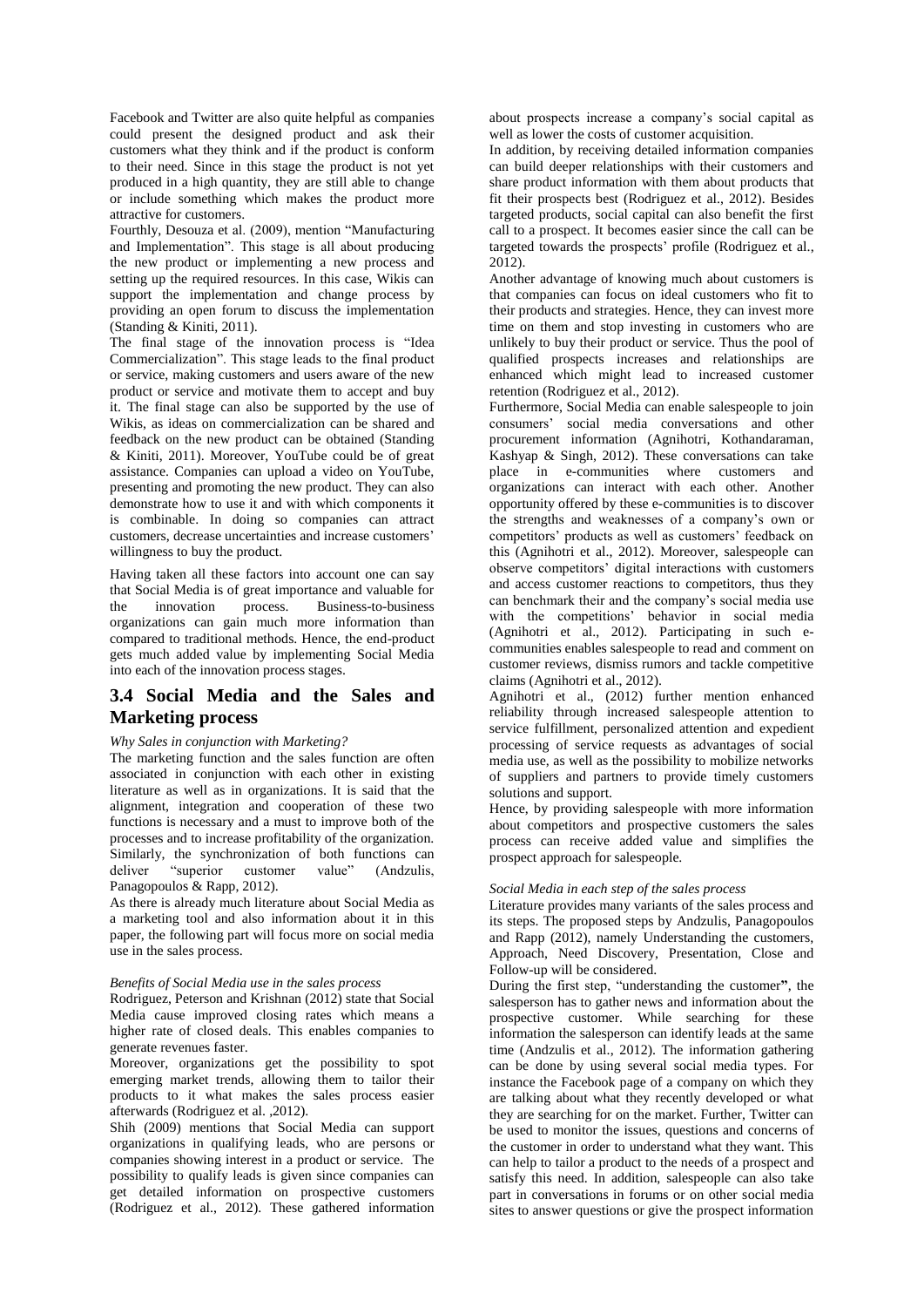Facebook and Twitter are also quite helpful as companies could present the designed product and ask their customers what they think and if the product is conform to their need. Since in this stage the product is not yet produced in a high quantity, they are still able to change or include something which makes the product more attractive for customers.

Fourthly, Desouza et al. (2009), mention "Manufacturing and Implementation". This stage is all about producing the new product or implementing a new process and setting up the required resources. In this case, Wikis can support the implementation and change process by providing an open forum to discuss the implementation (Standing & Kiniti, 2011).

The final stage of the innovation process is "Idea Commercialization". This stage leads to the final product or service, making customers and users aware of the new product or service and motivate them to accept and buy it. The final stage can also be supported by the use of Wikis, as ideas on commercialization can be shared and feedback on the new product can be obtained (Standing & Kiniti, 2011). Moreover, YouTube could be of great assistance. Companies can upload a video on YouTube, presenting and promoting the new product. They can also demonstrate how to use it and with which components it is combinable. In doing so companies can attract customers, decrease uncertainties and increase customers' willingness to buy the product.

Having taken all these factors into account one can say that Social Media is of great importance and valuable for the innovation process. Business-to-business organizations can gain much more information than compared to traditional methods. Hence, the end-product gets much added value by implementing Social Media into each of the innovation process stages.

## 3.4 Social Media and the Sales and Marketing process

*Why Sales in conjunction with Marketing?*

The marketing function and the sales function are often associated in conjunction with each other in existing literature as well as in organizations. It is said that the alignment, integration and cooperation of these two functions is necessary and a must to improve both of the processes and to increase profitability of the organization. Similarly, the synchronization of both functions can deliver "superior customer value" (Andzulis, Panagopoulos & Rapp, 2012).

As there is already much literature about Social Media as a marketing tool and also information about it in this paper, the following part will focus more on social media use in the sales process.

*Benefits of Social Media use in the sales process*

Rodriguez, Peterson and Krishnan (2012) state that Social Media cause improved closing rates which means a higher rate of closed deals. This enables companies to generate revenues faster.

Moreover, organizations get the possibility to spot emerging market trends, allowing them to tailor their products to it what makes the sales process easier afterwards (Rodriguez et al. ,2012).

Shih (2009) mentions that Social Media can support organizations in qualifying leads, who are persons or companies showing interest in a product or service. The possibility to qualify leads is given since companies can get detailed information on prospective customers (Rodriguez et al., 2012). These gathered information about prospects increase a company's social capital as well as lower the costs of customer acquisition.

In addition, by receiving detailed information companies can build deeper relationships with their customers and share product information with them about products that fit their prospects best (Rodriguez et al., 2012). Besides targeted products, social capital can also benefit the first call to a prospect. It becomes easier since the call can be targeted towards the prospects' profile (Rodriguez et al., 2012).

Another advantage of knowing much about customers is that companies can focus on ideal customers who fit to their products and strategies. Hence, they can invest more time on them and stop investing in customers who are unlikely to buy their product or service. Thus the pool of qualified prospects increases and relationships are enhanced which might lead to increased customer retention (Rodriguez et al., 2012).

Furthermore, Social Media can enable salespeople to join consumers' social media conversations and other procurement information (Agnihotri, Kothandaraman, Kashyap & Singh, 2012). These conversations can take place in e-communities where customers and organizations can interact with each other. Another opportunity offered by these e-communities is to discover the strengths and weaknesses of a company's own or competitors' products as well as customers' feedback on this (Agnihotri et al., 2012). Moreover, salespeople can observe competitors' digital interactions with customers and access customer reactions to competitors, thus they can benchmark their and the company's social media use with the competitions' behavior in social media (Agnihotri et al., 2012). Participating in such e-communities enables salespeople to read and comment on customer reviews, dismiss rumors and tackle competitive claims (Agnihotri et al., 2012).

Agnihotri et al., (2012) further mention enhanced reliability through increased salespeople attention to service fulfillment, personalized attention and expedient processing of service requests as advantages of social media use, as well as the possibility to mobilize networks of suppliers and partners to provide timely customers solutions and support.

Hence, by providing salespeople with more information about competitors and prospective customers the sales process can receive added value and simplifies the prospect approach for salespeople.

*Social Media in each step of the sales process*

Literature provides many variants of the sales process and its steps. The proposed steps by Andzulis, Panagopoulos and Rapp (2012), namely Understanding the customers, Approach, Need Discovery, Presentation, Close and Follow-up will be considered.

During the first step, "understanding the customer", the salesperson has to gather news and information about the prospective customer. While searching for these information the salesperson can identify leads at the same time (Andzulis et al., 2012). The information gathering can be done by using several social media types. For instance the Facebook page of a company on which they are talking about what they recently developed or what they are searching for on the market. Further, Twitter can be used to monitor the issues, questions and concerns of the customer in order to understand what they want. This can help to tailor a product to the needs of a prospect and satisfy this need. In addition, salespeople can also take part in conversations in forums or on other social media sites to answer questions or give the prospect information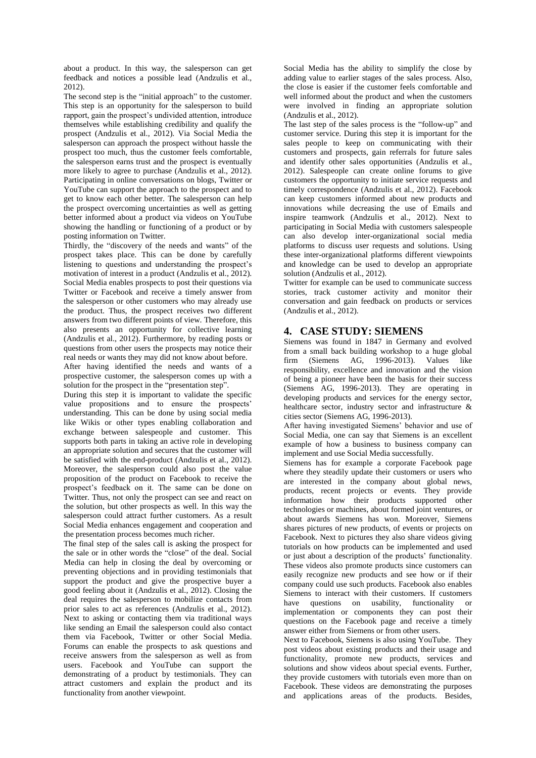about a product. In this way, the salesperson can get feedback and notices a possible lead (Andzulis et al., 2012).

The second step is the "initial approach" to the customer. This step is an opportunity for the salesperson to build rapport, gain the prospect's undivided attention, introduce themselves while establishing credibility and qualify the prospect (Andzulis et al., 2012). Via Social Media the salesperson can approach the prospect without hassle the prospect too much, thus the customer feels comfortable, the salesperson earns trust and the prospect is eventually more likely to agree to purchase (Andzulis et al., 2012). Participating in online conversations on blogs, Twitter or YouTube can support the approach to the prospect and to get to know each other better. The salesperson can help the prospect overcoming uncertainties as well as getting better informed about a product via videos on YouTube showing the handling or functioning of a product or by posting information on Twitter.

Thirdly, the "discovery of the needs and wants" of the prospect takes place. This can be done by carefully listening to questions and understanding the prospect's motivation of interest in a product (Andzulis et al., 2012). Social Media enables prospects to post their questions via Twitter or Facebook and receive a timely answer from the salesperson or other customers who may already use the product. Thus, the prospect receives two different answers from two different points of view. Therefore, this also presents an opportunity for collective learning (Andzulis et al., 2012). Furthermore, by reading posts or questions from other users the prospects may notice their real needs or wants they may did not know about before.

After having identified the needs and wants of a prospective customer, the salesperson comes up with a solution for the prospect in the "presentation step".

During this step it is important to validate the specific value propositions and to ensure the prospects' understanding. This can be done by using social media like Wikis or other types enabling collaboration and exchange between salespeople and customer. This supports both parts in taking an active role in developing an appropriate solution and secures that the customer will be satisfied with the end-product (Andzulis et al., 2012). Moreover, the salesperson could also post the value proposition of the product on Facebook to receive the prospect's feedback on it. The same can be done on Twitter. Thus, not only the prospect can see and react on the solution, but other prospects as well. In this way the salesperson could attract further customers. As a result Social Media enhances engagement and cooperation and the presentation process becomes much richer.

The final step of the sales call is asking the prospect for the sale or in other words the "close" of the deal. Social Media can help in closing the deal by overcoming or preventing objections and in providing testimonials that support the product and give the prospective buyer a good feeling about it (Andzulis et al., 2012). Closing the deal requires the salesperson to mobilize contacts from prior sales to act as references (Andzulis et al., 2012). Next to asking or contacting them via traditional ways like sending an Email the salesperson could also contact them via Facebook, Twitter or other Social Media. Forums can enable the prospects to ask questions and receive answers from the salesperson as well as from users. Facebook and YouTube can support the demonstrating of a product by testimonials. They can attract customers and explain the product and its functionality from another viewpoint.

Social Media has the ability to simplify the close by adding value to earlier stages of the sales process. Also, the close is easier if the customer feels comfortable and well informed about the product and when the customers were involved in finding an appropriate solution (Andzulis et al., 2012).

The last step of the sales process is the "follow-up" and customer service. During this step it is important for the sales people to keep on communicating with their customers and prospects, gain referrals for future sales and identify other sales opportunities (Andzulis et al., 2012). Salespeople can create online forums to give customers the opportunity to initiate service requests and timely correspondence (Andzulis et al., 2012). Facebook can keep customers informed about new products and innovations while decreasing the use of Emails and inspire teamwork (Andzulis et al., 2012). Next to participating in Social Media with customers salespeople can also develop inter-organizational social media platforms to discuss user requests and solutions. Using these inter-organizational platforms different viewpoints and knowledge can be used to develop an appropriate solution (Andzulis et al., 2012).

Twitter for example can be used to communicate success stories, track customer activity and monitor their conversation and gain feedback on products or services (Andzulis et al., 2012).

## 4. CASE STUDY: SIEMENS

Siemens was found in 1847 in Germany and evolved from a small back building workshop to a huge global firm (Siemens AG, 1996-2013). Values like responsibility, excellence and innovation and the vision of being a pioneer have been the basis for their success (Siemens AG, 1996-2013). They are operating in developing products and services for the energy sector, healthcare sector, industry sector and infrastructure & cities sector (Siemens AG, 1996-2013).

After having investigated Siemens' behavior and use of Social Media, one can say that Siemens is an excellent example of how a business to business company can implement and use Social Media successfully.

Siemens has for example a corporate Facebook page where they steadily update their customers or users who are interested in the company about global news, products, recent projects or events. They provide information how their products supported other technologies or machines, about formed joint ventures, or about awards Siemens has won. Moreover, Siemens shares pictures of new products, of events or projects on Facebook. Next to pictures they also share videos giving tutorials on how products can be implemented and used or just about a description of the products' functionality. These videos also promote products since customers can easily recognize new products and see how or if their company could use such products. Facebook also enables Siemens to interact with their customers. If customers have questions on usability, functionality or implementation or components they can post their questions on the Facebook page and receive a timely answer either from Siemens or from other users.

Next to Facebook, Siemens is also using YouTube. They post videos about existing products and their usage and functionality, promote new products, services and solutions and show videos about special events. Further, they provide customers with tutorials even more than on Facebook. These videos are demonstrating the purposes and applications areas of the products. Besides,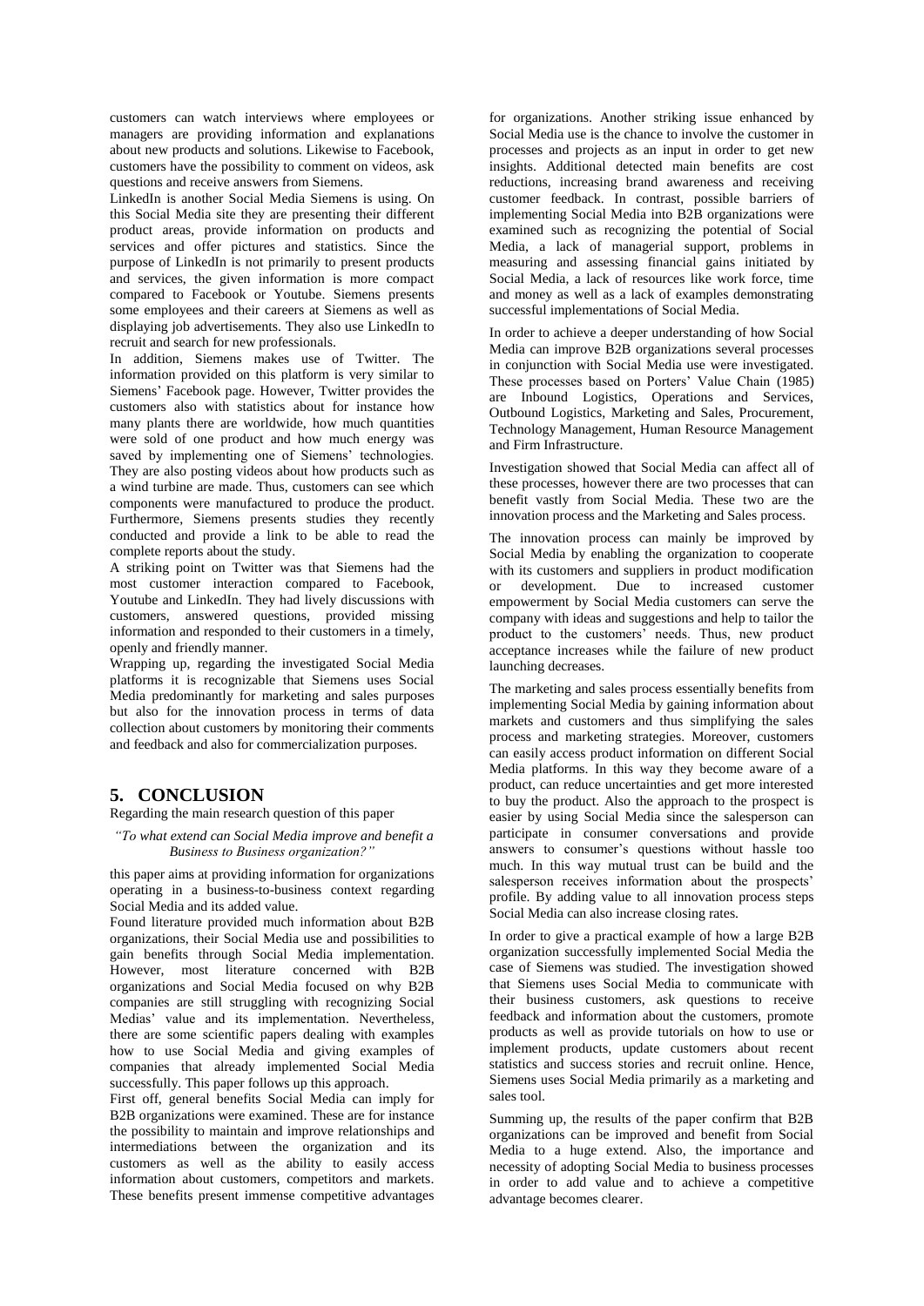customers can watch interviews where employees or managers are providing information and explanations about new products and solutions. Likewise to Facebook, customers have the possibility to comment on videos, ask questions and receive answers from Siemens.

LinkedIn is another Social Media Siemens is using. On this Social Media site they are presenting their different product areas, provide information on products and services and offer pictures and statistics. Since the purpose of LinkedIn is not primarily to present products and services, the given information is more compact compared to Facebook or Youtube. Siemens presents some employees and their careers at Siemens as well as displaying job advertisements. They also use LinkedIn to recruit and search for new professionals.

In addition, Siemens makes use of Twitter. The information provided on this platform is very similar to Siemens' Facebook page. However, Twitter provides the customers also with statistics about for instance how many plants there are worldwide, how much quantities were sold of one product and how much energy was saved by implementing one of Siemens' technologies. They are also posting videos about how products such as a wind turbine are made. Thus, customers can see which components were manufactured to produce the product. Furthermore, Siemens presents studies they recently conducted and provide a link to be able to read the complete reports about the study.

A striking point on Twitter was that Siemens had the most customer interaction compared to Facebook, Youtube and LinkedIn. They had lively discussions with customers, answered questions, provided missing information and responded to their customers in a timely, openly and friendly manner.

Wrapping up, regarding the investigated Social Media platforms it is recognizable that Siemens uses Social Media predominantly for marketing and sales purposes but also for the innovation process in terms of data collection about customers by monitoring their comments and feedback and also for commercialization purposes.

## 5. CONCLUSION

Regarding the main research question of this paper

*"To what extend can Social Media improve and benefit a Business to Business organization?"*

this paper aims at providing information for organizations operating in a business-to-business context regarding Social Media and its added value.

Found literature provided much information about B2B organizations, their Social Media use and possibilities to gain benefits through Social Media implementation. However, most literature concerned with B2B organizations and Social Media focused on why B2B companies are still struggling with recognizing Social Medias' value and its implementation. Nevertheless, there are some scientific papers dealing with examples how to use Social Media and giving examples of companies that already implemented Social Media successfully. This paper follows up this approach.

First off, general benefits Social Media can imply for B2B organizations were examined. These are for instance the possibility to maintain and improve relationships and intermediations between the organization and its customers as well as the ability to easily access information about customers, competitors and markets. These benefits present immense competitive advantages for organizations. Another striking issue enhanced by Social Media use is the chance to involve the customer in processes and projects as an input in order to get new insights. Additional detected main benefits are cost reductions, increasing brand awareness and receiving customer feedback. In contrast, possible barriers of implementing Social Media into B2B organizations were examined such as recognizing the potential of Social Media, a lack of managerial support, problems in measuring and assessing financial gains initiated by Social Media, a lack of resources like work force, time and money as well as a lack of examples demonstrating successful implementations of Social Media.

In order to achieve a deeper understanding of how Social Media can improve B2B organizations several processes in conjunction with Social Media use were investigated. These processes based on Porters' Value Chain (1985) are Inbound Logistics, Operations and Services, Outbound Logistics, Marketing and Sales, Procurement, Technology Management, Human Resource Management and Firm Infrastructure.

Investigation showed that Social Media can affect all of these processes, however there are two processes that can benefit vastly from Social Media. These two are the innovation process and the Marketing and Sales process.

The innovation process can mainly be improved by Social Media by enabling the organization to cooperate with its customers and suppliers in product modification or development. Due to increased customer empowerment by Social Media customers can serve the company with ideas and suggestions and help to tailor the product to the customers' needs. Thus, new product acceptance increases while the failure of new product launching decreases.

The marketing and sales process essentially benefits from implementing Social Media by gaining information about markets and customers and thus simplifying the sales process and marketing strategies. Moreover, customers can easily access product information on different Social Media platforms. In this way they become aware of a product, can reduce uncertainties and get more interested to buy the product. Also the approach to the prospect is easier by using Social Media since the salesperson can participate in consumer conversations and provide answers to consumer's questions without hassle too much. In this way mutual trust can be build and the salesperson receives information about the prospects' profile. By adding value to all innovation process steps Social Media can also increase closing rates.

In order to give a practical example of how a large B2B organization successfully implemented Social Media the case of Siemens was studied. The investigation showed that Siemens uses Social Media to communicate with their business customers, ask questions to receive feedback and information about the customers, promote products as well as provide tutorials on how to use or implement products, update customers about recent statistics and success stories and recruit online. Hence, Siemens uses Social Media primarily as a marketing and sales tool.

Summing up, the results of the paper confirm that B2B organizations can be improved and benefit from Social Media to a huge extend. Also, the importance and necessity of adopting Social Media to business processes in order to add value and to achieve a competitive advantage becomes clearer.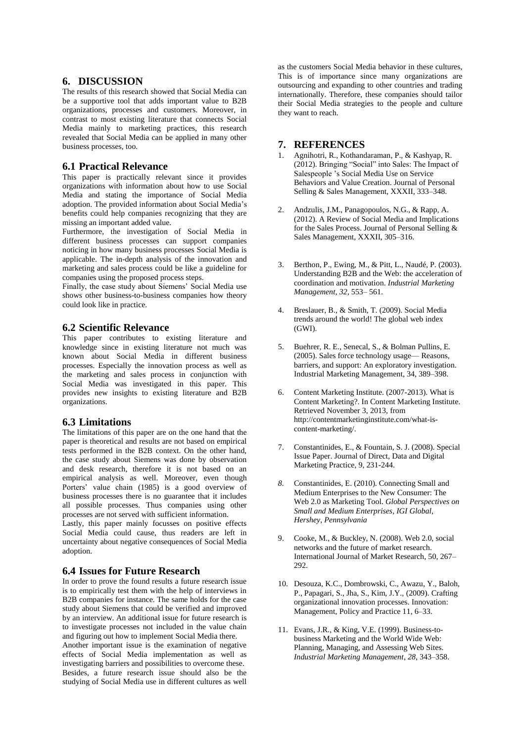## 6. DISCUSSION

The results of this research showed that Social Media can be a supportive tool that adds important value to B2B organizations, processes and customers. Moreover, in contrast to most existing literature that connects Social Media mainly to marketing practices, this research revealed that Social Media can be applied in many other business processes, too.

### 6.1 Practical Relevance

This paper is practically relevant since it provides organizations with information about how to use Social Media and stating the importance of Social Media adoption. The provided information about Social Media's benefits could help companies recognizing that they are missing an important added value.

Furthermore, the investigation of Social Media in different business processes can support companies noticing in how many business processes Social Media is applicable. The in-depth analysis of the innovation and marketing and sales process could be like a guideline for companies using the proposed process steps.

Finally, the case study about Siemens' Social Media use shows other business-to-business companies how theory could look like in practice.

### 6.2 Scientific Relevance

This paper contributes to existing literature and knowledge since in existing literature not much was known about Social Media in different business processes. Especially the innovation process as well as the marketing and sales process in conjunction with Social Media was investigated in this paper. This provides new insights to existing literature and B2B organizations.

### 6.3 Limitations

The limitations of this paper are on the one hand that the paper is theoretical and results are not based on empirical tests performed in the B2B context. On the other hand, the case study about Siemens was done by observation and desk research, therefore it is not based on an empirical analysis as well. Moreover, even though Porters' value chain (1985) is a good overview of business processes there is no guarantee that it includes all possible processes. Thus companies using other processes are not served with sufficient information.

Lastly, this paper mainly focusses on positive effects Social Media could cause, thus readers are left in uncertainty about negative consequences of Social Media adoption.

### 6.4 Issues for Future Research

In order to prove the found results a future research issue is to empirically test them with the help of interviews in B2B companies for instance. The same holds for the case study about Siemens that could be verified and improved by an interview. An additional issue for future research is to investigate processes not included in the value chain and figuring out how to implement Social Media there.

Another important issue is the examination of negative effects of Social Media implementation as well as investigating barriers and possibilities to overcome these.

Besides, a future research issue should also be the studying of Social Media use in different cultures as well as the customers Social Media behavior in these cultures, This is of importance since many organizations are outsourcing and expanding to other countries and trading internationally. Therefore, these companies should tailor their Social Media strategies to the people and culture they want to reach.

## 7. REFERENCES

1. Agnihotri, R., Kothandaraman, P., & Kashyap, R. (2012). Bringing "Social" into Sales: The Impact of Salespeople 's Social Media Use on Service Behaviors and Value Creation. Journal of Personal Selling & Sales Management, XXXII, 333–348.
2. Andzulis, J.M., Panagopoulos, N.G., & Rapp, A. (2012). A Review of Social Media and Implications for the Sales Process. Journal of Personal Selling & Sales Management, XXXII, 305–316.
3. Berthon, P., Ewing, M., & Pitt, L., Naudé, P. (2003). Understanding B2B and the Web: the acceleration of coordination and motivation. *Industrial Marketing Management, 32*, 553– 561.
4. Breslauer, B., & Smith, T. (2009). Social Media trends around the world! The global web index (GWI).
5. Buehrer, R. E., Senecal, S., & Bolman Pullins, E. (2005). Sales force technology usage— Reasons, barriers, and support: An exploratory investigation. Industrial Marketing Management, 34, 389–398.
6. Content Marketing Institute. (2007-2013). What is Content Marketing?. In Content Marketing Institute. Retrieved November 3, 2013, from http://contentmarketinginstitute.com/what-is-content-marketing/.
7. Constantinides, E., & Fountain, S. J. (2008). Special Issue Paper. Journal of Direct, Data and Digital Marketing Practice, 9, 231-244.
8. Constantinides, E. (2010). Connecting Small and Medium Enterprises to the New Consumer: The Web 2.0 as Marketing Tool. *Global Perspectives on Small and Medium Enterprises, IGI Global, Hershey, Pennsylvania*
9. Cooke, M., & Buckley, N. (2008). Web 2.0, social networks and the future of market research. International Journal of Market Research, 50, 267–292.
10. Desouza, K.C., Dombrowski, C., Awazu, Y., Baloh, P., Papagari, S., Jha, S., Kim, J.Y., (2009). Crafting organizational innovation processes. Innovation: Management, Policy and Practice 11, 6–33.
11. Evans, J.R., & King, V.E. (1999). Business-to-business Marketing and the World Wide Web: Planning, Managing, and Assessing Web Sites. *Industrial Marketing Management*, *28*, 343–358.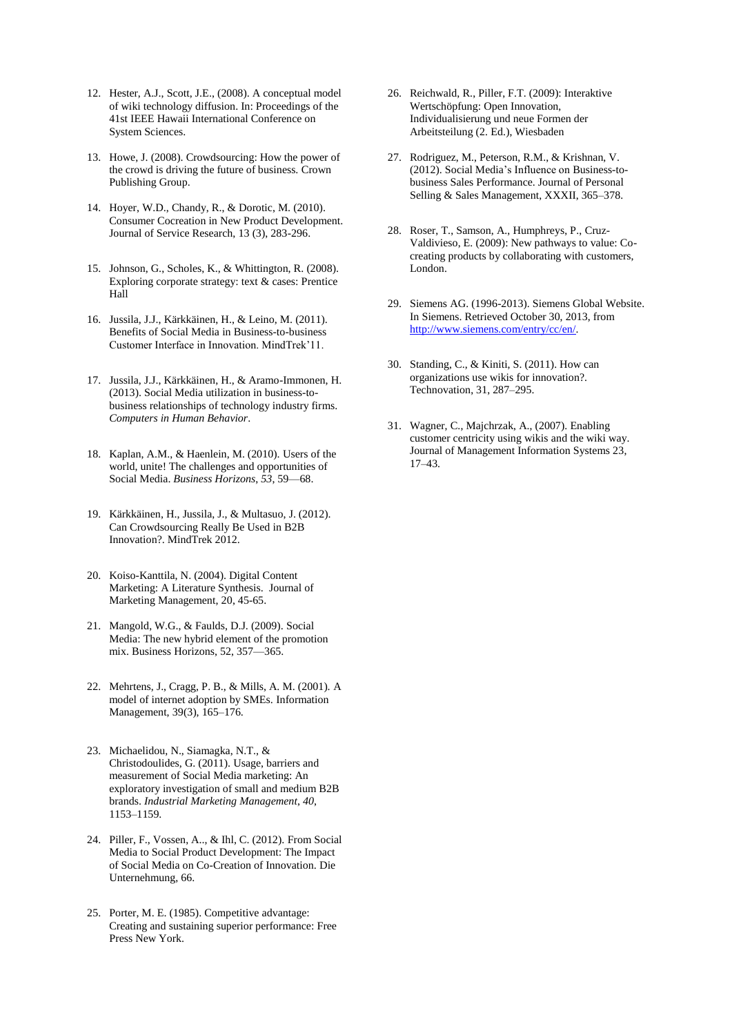12. Hester, A.J., Scott, J.E., (2008). A conceptual model of wiki technology diffusion. In: Proceedings of the 41st IEEE Hawaii International Conference on System Sciences.

13. Howe, J. (2008). Crowdsourcing: How the power of the crowd is driving the future of business. Crown Publishing Group.

14. Hoyer, W.D., Chandy, R., & Dorotic, M. (2010). Consumer Cocreation in New Product Development. Journal of Service Research, 13 (3), 283-296.

15. Johnson, G., Scholes, K., & Whittington, R. (2008). Exploring corporate strategy: text & cases: Prentice Hall

16. Jussila, J.J., Kärkkäinen, H., & Leino, M. (2011). Benefits of Social Media in Business-to-business Customer Interface in Innovation. MindTrek'11.

17. Jussila, J.J., Kärkkäinen, H., & Aramo-Immonen, H. (2013). Social Media utilization in business-to-business relationships of technology industry firms. *Computers in Human Behavior*.

18. Kaplan, A.M., & Haenlein, M. (2010). Users of the world, unite! The challenges and opportunities of Social Media. *Business Horizons*, *53*, 59—68.

19. Kärkkäinen, H., Jussila, J., & Multasuo, J. (2012). Can Crowdsourcing Really Be Used in B2B Innovation?. MindTrek 2012.

20. Koiso-Kanttila, N. (2004). Digital Content Marketing: A Literature Synthesis. Journal of Marketing Management, 20, 45-65.

21. Mangold, W.G., & Faulds, D.J. (2009). Social Media: The new hybrid element of the promotion mix. Business Horizons, 52, 357—365.

22. Mehrtens, J., Cragg, P. B., & Mills, A. M. (2001). A model of internet adoption by SMEs. Information Management, 39(3), 165–176.

23. Michaelidou, N., Siamagka, N.T., & Christodoulides, G. (2011). Usage, barriers and measurement of Social Media marketing: An exploratory investigation of small and medium B2B brands. *Industrial Marketing Management*, *40*, 1153–1159.

24. Piller, F., Vossen, A.., & Ihl, C. (2012). From Social Media to Social Product Development: The Impact of Social Media on Co-Creation of Innovation. Die Unternehmung, 66.

25. Porter, M. E. (1985). Competitive advantage: Creating and sustaining superior performance: Free Press New York.

26. Reichwald, R., Piller, F.T. (2009): Interaktive Wertschöpfung: Open Innovation, Individualisierung und neue Formen der Arbeitsteilung (2. Ed.), Wiesbaden

27. Rodriguez, M., Peterson, R.M., & Krishnan, V. (2012). Social Media's Influence on Business-to-business Sales Performance. Journal of Personal Selling & Sales Management, XXXII, 365–378.

28. Roser, T., Samson, A., Humphreys, P., Cruz-Valdivieso, E. (2009): New pathways to value: Co-creating products by collaborating with customers, London.

29. Siemens AG. (1996-2013). Siemens Global Website. In Siemens. Retrieved October 30, 2013, from http://www.siemens.com/entry/cc/en/.

30. Standing, C., & Kiniti, S. (2011). How can organizations use wikis for innovation?. Technovation, 31, 287–295.

31. Wagner, C., Majchrzak, A., (2007). Enabling customer centricity using wikis and the wiki way. Journal of Management Information Systems 23, 17–43.